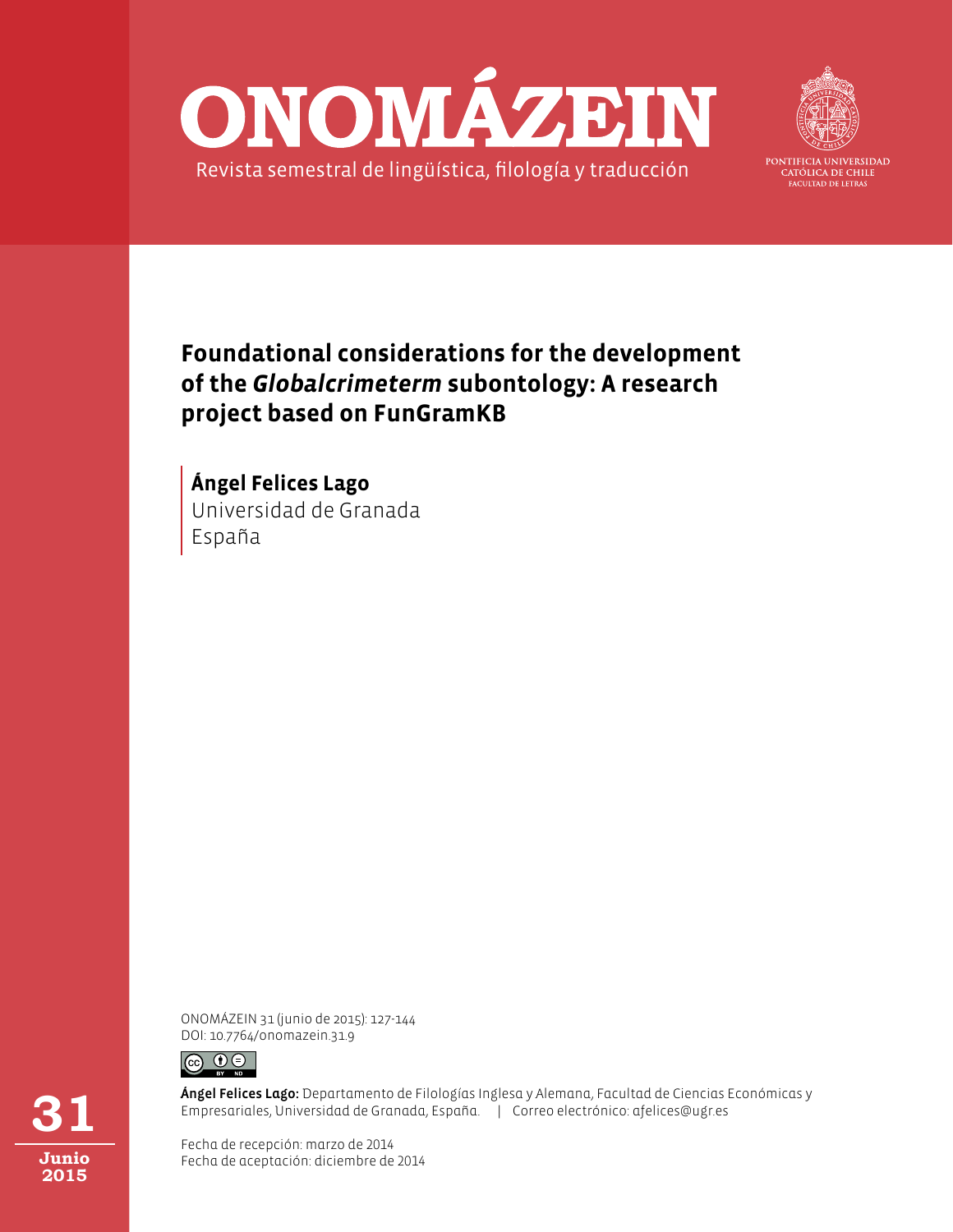# ONOMÁZEIN

Revista semestral de lingüística, filología y traducción

PONTIFICIA UNIVERSIDAD CATÓLICA DE CHILE
FACULTAD DE LETRAS

## Foundational considerations for the development of the *Globalcrimeterm* subontology: A research project based on FunGramKB

**Ángel Felices Lago**
Universidad de Granada
España

ONOMÁZEIN 31 (junio de 2015): 127-144
DOI: 10.7764/onomazein.31.9

**Ángel Felices Lago:** Departamento de Filologías Inglesa y Alemana, Facultad de Ciencias Económicas y Empresariales, Universidad de Granada, España. | Correo electrónico: afelices@ugr.es

Fecha de recepción: marzo de 2014
Fecha de aceptación: diciembre de 2014

**31**
**Junio 2015**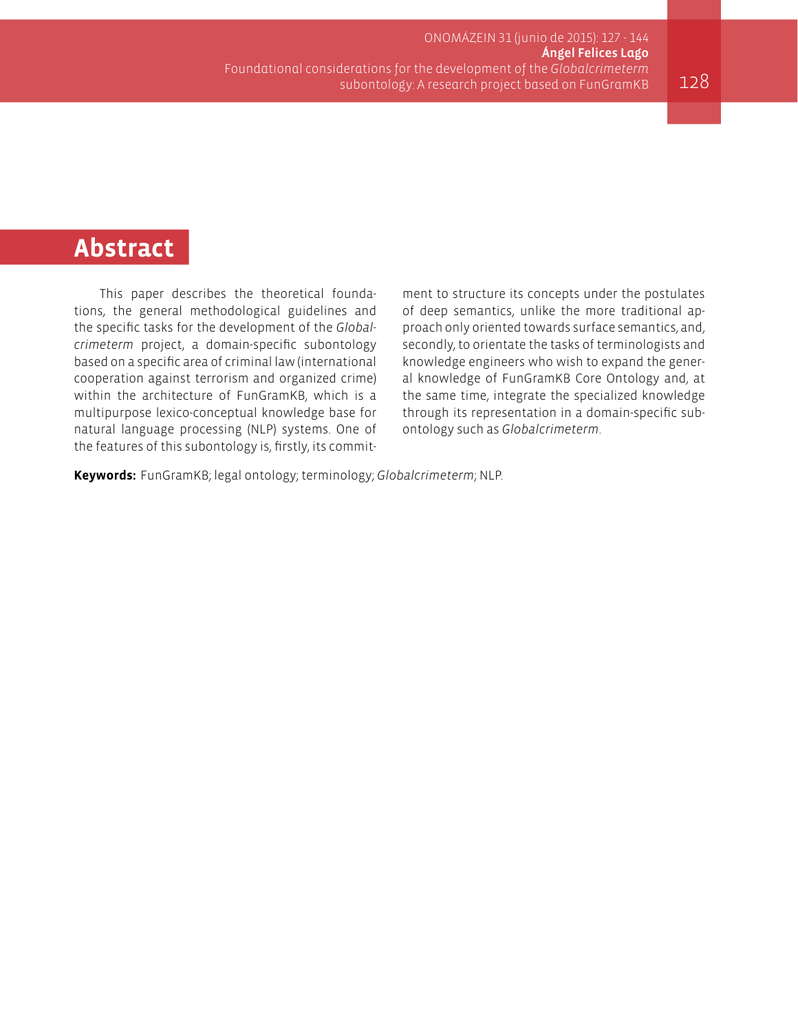# Abstract

This paper describes the theoretical foundations, the general methodological guidelines and the specific tasks for the development of the *Globalcrimeterm* project, a domain-specific subontology based on a specific area of criminal law (international cooperation against terrorism and organized crime) within the architecture of FunGramKB, which is a multipurpose lexico-conceptual knowledge base for natural language processing (NLP) systems. One of the features of this subontology is, firstly, its commitment to structure its concepts under the postulates of deep semantics, unlike the more traditional approach only oriented towards surface semantics, and, secondly, to orientate the tasks of terminologists and knowledge engineers who wish to expand the general knowledge of FunGramKB Core Ontology and, at the same time, integrate the specialized knowledge through its representation in a domain-specific subontology such as *Globalcrimeterm*.

**Keywords:** FunGramKB; legal ontology; terminology; *Globalcrimeterm*; NLP.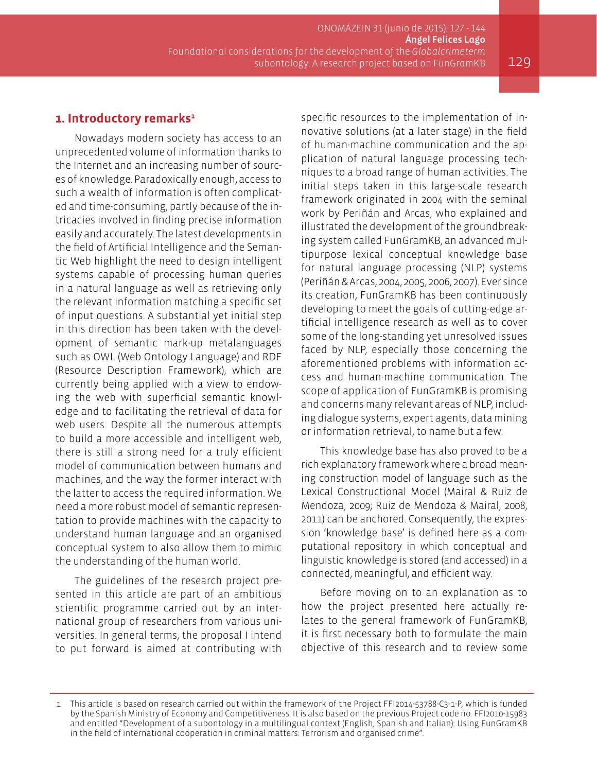## 1. Introductory remarks[1]

Nowadays modern society has access to an unprecedented volume of information thanks to the Internet and an increasing number of sources of knowledge. Paradoxically enough, access to such a wealth of information is often complicated and time-consuming, partly because of the intricacies involved in finding precise information easily and accurately. The latest developments in the field of Artificial Intelligence and the Semantic Web highlight the need to design intelligent systems capable of processing human queries in a natural language as well as retrieving only the relevant information matching a specific set of input questions. A substantial yet initial step in this direction has been taken with the development of semantic mark-up metalanguages such as OWL (Web Ontology Language) and RDF (Resource Description Framework), which are currently being applied with a view to endowing the web with superficial semantic knowledge and to facilitating the retrieval of data for web users. Despite all the numerous attempts to build a more accessible and intelligent web, there is still a strong need for a truly efficient model of communication between humans and machines, and the way the former interact with the latter to access the required information. We need a more robust model of semantic representation to provide machines with the capacity to understand human language and an organised conceptual system to also allow them to mimic the understanding of the human world.

The guidelines of the research project presented in this article are part of an ambitious scientific programme carried out by an international group of researchers from various universities. In general terms, the proposal I intend to put forward is aimed at contributing with specific resources to the implementation of innovative solutions (at a later stage) in the field of human-machine communication and the application of natural language processing techniques to a broad range of human activities. The initial steps taken in this large-scale research framework originated in 2004 with the seminal work by Periñán and Arcas, who explained and illustrated the development of the groundbreaking system called FunGramKB, an advanced multipurpose lexical conceptual knowledge base for natural language processing (NLP) systems (Periñán & Arcas, 2004, 2005, 2006, 2007). Ever since its creation, FunGramKB has been continuously developing to meet the goals of cutting-edge artificial intelligence research as well as to cover some of the long-standing yet unresolved issues faced by NLP, especially those concerning the aforementioned problems with information access and human-machine communication. The scope of application of FunGramKB is promising and concerns many relevant areas of NLP, including dialogue systems, expert agents, data mining or information retrieval, to name but a few.

This knowledge base has also proved to be a rich explanatory framework where a broad meaning construction model of language such as the Lexical Constructional Model (Mairal & Ruiz de Mendoza, 2009; Ruiz de Mendoza & Mairal, 2008, 2011) can be anchored. Consequently, the expression 'knowledge base' is defined here as a computational repository in which conceptual and linguistic knowledge is stored (and accessed) in a connected, meaningful, and efficient way.

Before moving on to an explanation as to how the project presented here actually relates to the general framework of FunGramKB, it is first necessary both to formulate the main objective of this research and to review some

---

[1] This article is based on research carried out within the framework of the Project FFI2014-53788-C3-1-P, which is funded by the Spanish Ministry of Economy and Competitiveness. It is also based on the previous Project code no. FFI2010-15983 and entitled "Development of a subontology in a multilingual context (English, Spanish and Italian): Using FunGramKB in the field of international cooperation in criminal matters: Terrorism and organised crime".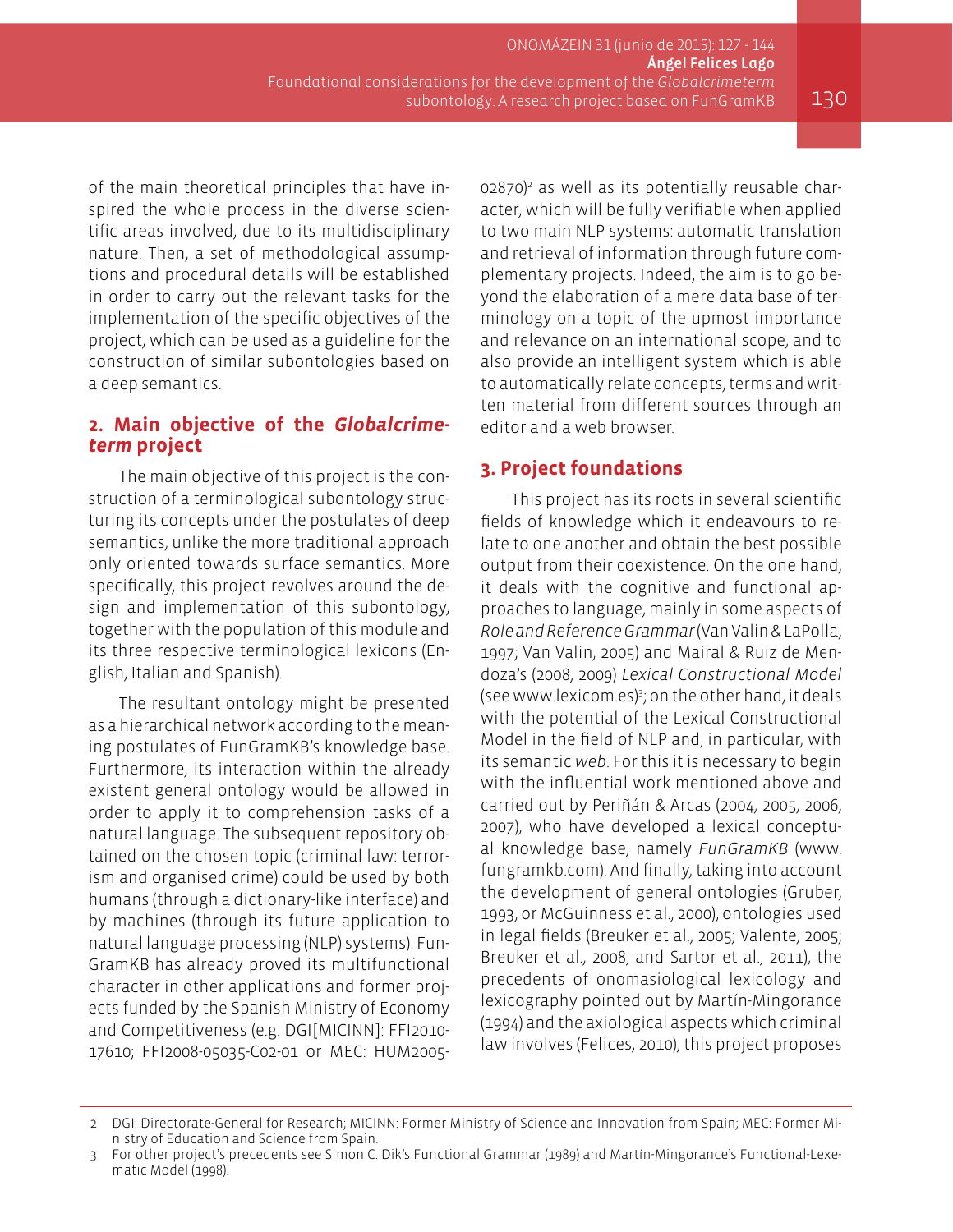of the main theoretical principles that have inspired the whole process in the diverse scientific areas involved, due to its multidisciplinary nature. Then, a set of methodological assumptions and procedural details will be established in order to carry out the relevant tasks for the implementation of the specific objectives of the project, which can be used as a guideline for the construction of similar subontologies based on a deep semantics.

## 2. Main objective of the *Globalcrimeterm* project

The main objective of this project is the construction of a terminological subontology structuring its concepts under the postulates of deep semantics, unlike the more traditional approach only oriented towards surface semantics. More specifically, this project revolves around the design and implementation of this subontology, together with the population of this module and its three respective terminological lexicons (English, Italian and Spanish).

The resultant ontology might be presented as a hierarchical network according to the meaning postulates of FunGramKB's knowledge base. Furthermore, its interaction within the already existent general ontology would be allowed in order to apply it to comprehension tasks of a natural language. The subsequent repository obtained on the chosen topic (criminal law: terrorism and organised crime) could be used by both humans (through a dictionary-like interface) and by machines (through its future application to natural language processing (NLP) systems). FunGramKB has already proved its multifunctional character in other applications and former projects funded by the Spanish Ministry of Economy and Competitiveness (e.g. DGI[MICINN]: FFI2010-17610; FFI2008-05035-C02-01 or MEC: HUM2005-02870)[2] as well as its potentially reusable character, which will be fully verifiable when applied to two main NLP systems: automatic translation and retrieval of information through future complementary projects. Indeed, the aim is to go beyond the elaboration of a mere data base of terminology on a topic of the upmost importance and relevance on an international scope, and to also provide an intelligent system which is able to automatically relate concepts, terms and written material from different sources through an editor and a web browser.

## 3. Project foundations

This project has its roots in several scientific fields of knowledge which it endeavours to relate to one another and obtain the best possible output from their coexistence. On the one hand, it deals with the cognitive and functional approaches to language, mainly in some aspects of *Role and Reference Grammar* (Van Valin & LaPolla, 1997; Van Valin, 2005) and Mairal & Ruiz de Mendoza's (2008, 2009) *Lexical Constructional Model* (see www.lexicom.es)[3]; on the other hand, it deals with the potential of the Lexical Constructional Model in the field of NLP and, in particular, with its semantic *web*. For this it is necessary to begin with the influential work mentioned above and carried out by Periñán & Arcas (2004, 2005, 2006, 2007), who have developed a lexical conceptual knowledge base, namely *FunGramKB* (www.fungramkb.com). And finally, taking into account the development of general ontologies (Gruber, 1993, or McGuinness et al., 2000), ontologies used in legal fields (Breuker et al., 2005; Valente, 2005; Breuker et al., 2008, and Sartor et al., 2011), the precedents of onomasiological lexicology and lexicography pointed out by Martín-Mingorance (1994) and the axiological aspects which criminal law involves (Felices, 2010), this project proposes

---

2 DGI: Directorate-General for Research; MICINN: Former Ministry of Science and Innovation from Spain; MEC: Former Ministry of Education and Science from Spain.

3 For other project's precedents see Simon C. Dik's Functional Grammar (1989) and Martín-Mingorance's Functional-Lexematic Model (1998).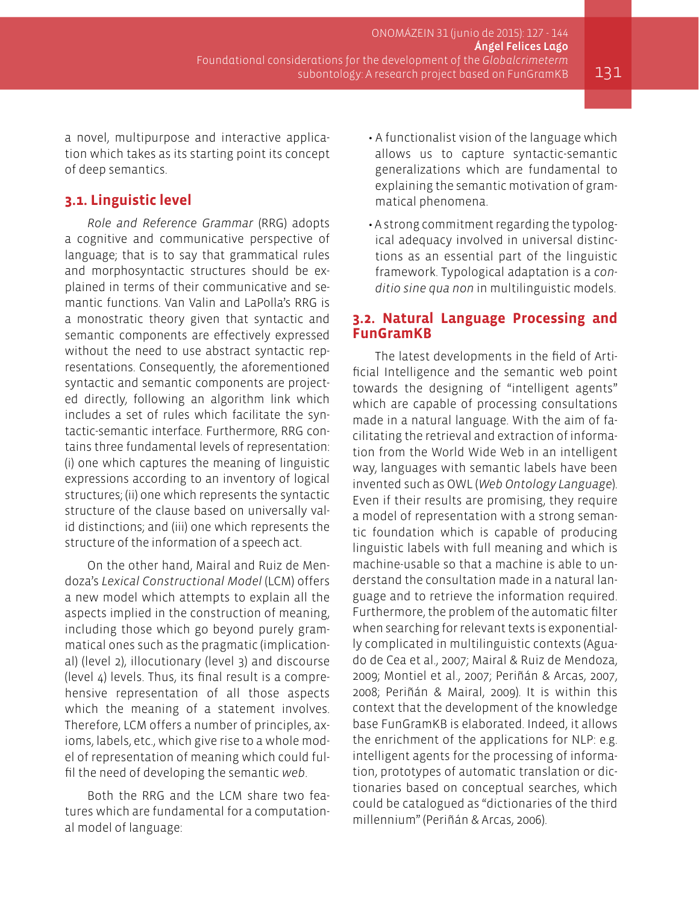a novel, multipurpose and interactive application which takes as its starting point its concept of deep semantics.

### 3.1. Linguistic level

*Role and Reference Grammar* (RRG) adopts a cognitive and communicative perspective of language; that is to say that grammatical rules and morphosyntactic structures should be explained in terms of their communicative and semantic functions. Van Valin and LaPolla's RRG is a monostratic theory given that syntactic and semantic components are effectively expressed without the need to use abstract syntactic representations. Consequently, the aforementioned syntactic and semantic components are projected directly, following an algorithm link which includes a set of rules which facilitate the syntactic-semantic interface. Furthermore, RRG contains three fundamental levels of representation: (i) one which captures the meaning of linguistic expressions according to an inventory of logical structures; (ii) one which represents the syntactic structure of the clause based on universally valid distinctions; and (iii) one which represents the structure of the information of a speech act.

On the other hand, Mairal and Ruiz de Mendoza's *Lexical Constructional Model* (LCM) offers a new model which attempts to explain all the aspects implied in the construction of meaning, including those which go beyond purely grammatical ones such as the pragmatic (implicational) (level 2), illocutionary (level 3) and discourse (level 4) levels. Thus, its final result is a comprehensive representation of all those aspects which the meaning of a statement involves. Therefore, LCM offers a number of principles, axioms, labels, etc., which give rise to a whole model of representation of meaning which could fulfil the need of developing the semantic *web*.

Both the RRG and the LCM share two features which are fundamental for a computational model of language:

- A functionalist vision of the language which allows us to capture syntactic-semantic generalizations which are fundamental to explaining the semantic motivation of grammatical phenomena.
- A strong commitment regarding the typological adequacy involved in universal distinctions as an essential part of the linguistic framework. Typological adaptation is a *conditio sine qua non* in multilinguistic models.

### 3.2. Natural Language Processing and FunGramKB

The latest developments in the field of Artificial Intelligence and the semantic web point towards the designing of "intelligent agents" which are capable of processing consultations made in a natural language. With the aim of facilitating the retrieval and extraction of information from the World Wide Web in an intelligent way, languages with semantic labels have been invented such as OWL (*Web Ontology Language*). Even if their results are promising, they require a model of representation with a strong semantic foundation which is capable of producing linguistic labels with full meaning and which is machine-usable so that a machine is able to understand the consultation made in a natural language and to retrieve the information required. Furthermore, the problem of the automatic filter when searching for relevant texts is exponentially complicated in multilinguistic contexts (Aguado de Cea et al., 2007; Mairal & Ruiz de Mendoza, 2009; Montiel et al., 2007; Periñán & Arcas, 2007, 2008; Periñán & Mairal, 2009). It is within this context that the development of the knowledge base FunGramKB is elaborated. Indeed, it allows the enrichment of the applications for NLP: e.g. intelligent agents for the processing of information, prototypes of automatic translation or dictionaries based on conceptual searches, which could be catalogued as "dictionaries of the third millennium" (Periñán & Arcas, 2006).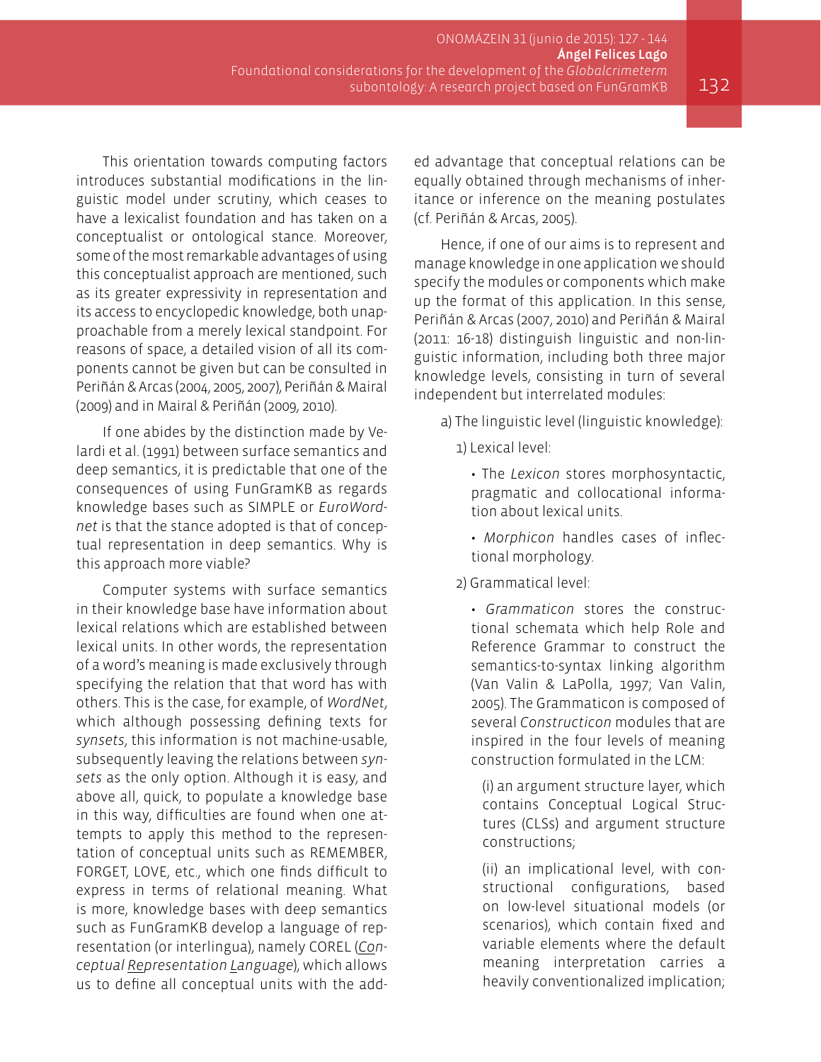This orientation towards computing factors introduces substantial modifications in the linguistic model under scrutiny, which ceases to have a lexicalist foundation and has taken on a conceptualist or ontological stance. Moreover, some of the most remarkable advantages of using this conceptualist approach are mentioned, such as its greater expressivity in representation and its access to encyclopedic knowledge, both unapproachable from a merely lexical standpoint. For reasons of space, a detailed vision of all its components cannot be given but can be consulted in Periñán & Arcas (2004, 2005, 2007), Periñán & Mairal (2009) and in Mairal & Periñán (2009, 2010).

If one abides by the distinction made by Velardi et al. (1991) between surface semantics and deep semantics, it is predictable that one of the consequences of using FunGramKB as regards knowledge bases such as SIMPLE or *EuroWordnet* is that the stance adopted is that of conceptual representation in deep semantics. Why is this approach more viable?

Computer systems with surface semantics in their knowledge base have information about lexical relations which are established between lexical units. In other words, the representation of a word's meaning is made exclusively through specifying the relation that that word has with others. This is the case, for example, of *WordNet*, which although possessing defining texts for *synsets*, this information is not machine-usable, subsequently leaving the relations between *synsets* as the only option. Although it is easy, and above all, quick, to populate a knowledge base in this way, difficulties are found when one attempts to apply this method to the representation of conceptual units such as REMEMBER, FORGET, LOVE, etc., which one finds difficult to express in terms of relational meaning. What is more, knowledge bases with deep semantics such as FunGramKB develop a language of representation (or interlingua), namely COREL (*Conceptual Representation Language*), which allows us to define all conceptual units with the added advantage that conceptual relations can be equally obtained through mechanisms of inheritance or inference on the meaning postulates (cf. Periñán & Arcas, 2005).

Hence, if one of our aims is to represent and manage knowledge in one application we should specify the modules or components which make up the format of this application. In this sense, Periñán & Arcas (2007, 2010) and Periñán & Mairal (2011: 16-18) distinguish linguistic and non-linguistic information, including both three major knowledge levels, consisting in turn of several independent but interrelated modules:

a) The linguistic level (linguistic knowledge):

1) Lexical level:

- The *Lexicon* stores morphosyntactic, pragmatic and collocational information about lexical units.
- *Morphicon* handles cases of inflectional morphology.

2) Grammatical level:

- *Grammaticon* stores the constructional schemata which help Role and Reference Grammar to construct the semantics-to-syntax linking algorithm (Van Valin & LaPolla, 1997; Van Valin, 2005). The Grammaticon is composed of several *Constructicon* modules that are inspired in the four levels of meaning construction formulated in the LCM:

(i) an argument structure layer, which contains Conceptual Logical Structures (CLSs) and argument structure constructions;

(ii) an implicational level, with constructional configurations, based on low-level situational models (or scenarios), which contain fixed and variable elements where the default meaning interpretation carries a heavily conventionalized implication;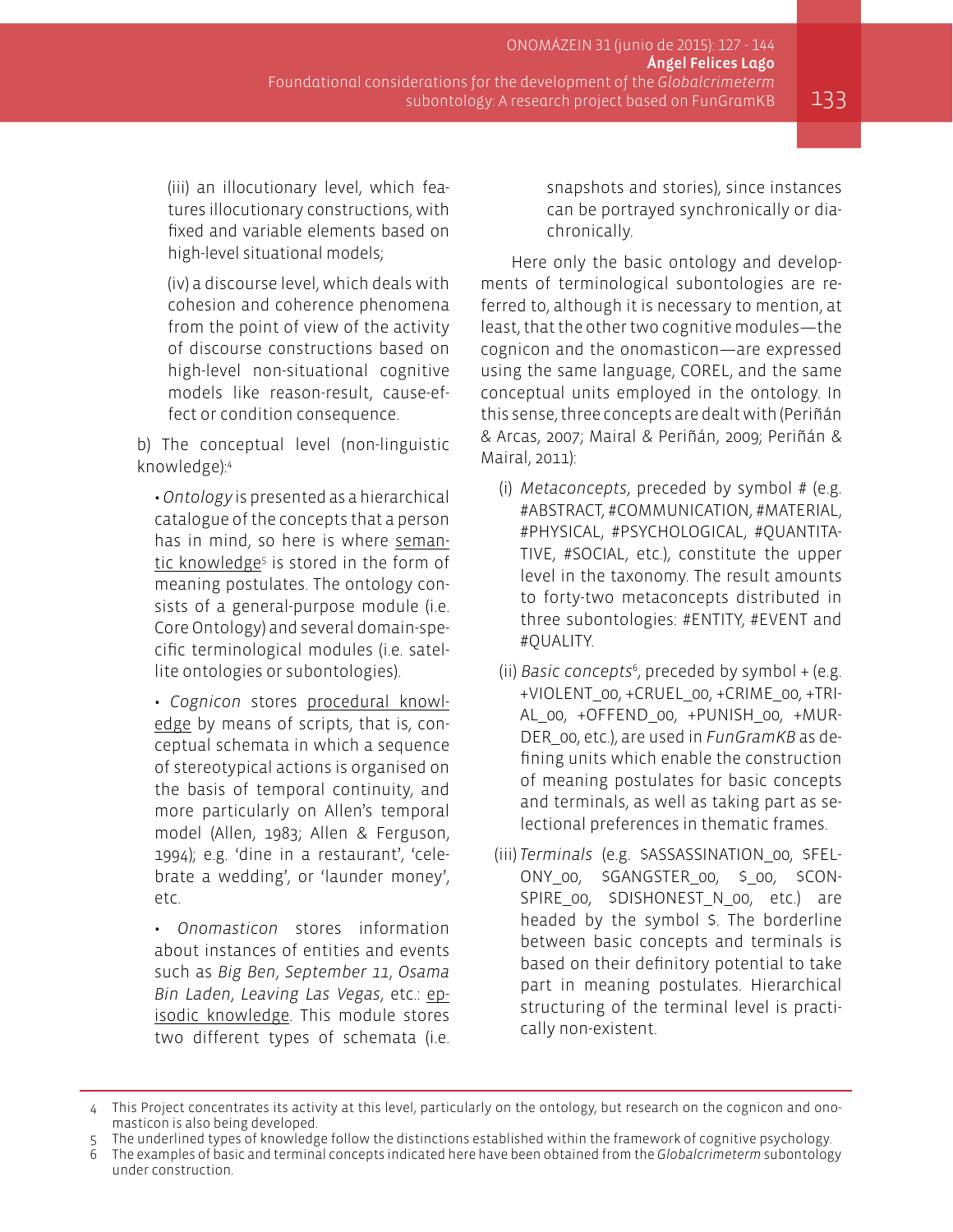(iii) an illocutionary level, which features illocutionary constructions, with fixed and variable elements based on high-level situational models;

(iv) a discourse level, which deals with cohesion and coherence phenomena from the point of view of the activity of discourse constructions based on high-level non-situational cognitive models like reason-result, cause-effect or condition consequence.

b) The conceptual level (non-linguistic knowledge):[4]

- *Ontology* is presented as a hierarchical catalogue of the concepts that a person has in mind, so here is where semantic knowledge[5] is stored in the form of meaning postulates. The ontology consists of a general-purpose module (i.e. Core Ontology) and several domain-specific terminological modules (i.e. satellite ontologies or subontologies).

- *Cognicon* stores procedural knowledge by means of scripts, that is, conceptual schemata in which a sequence of stereotypical actions is organised on the basis of temporal continuity, and more particularly on Allen's temporal model (Allen, 1983; Allen & Ferguson, 1994); e.g. 'dine in a restaurant', 'celebrate a wedding', or 'launder money', etc.

- *Onomasticon* stores information about instances of entities and events such as *Big Ben*, *September 11*, *Osama Bin Laden*, *Leaving Las Vegas*, etc.: episodic knowledge. This module stores two different types of schemata (i.e. snapshots and stories), since instances can be portrayed synchronically or diachronically.

Here only the basic ontology and developments of terminological subontologies are referred to, although it is necessary to mention, at least, that the other two cognitive modules—the cognicon and the onomasticon—are expressed using the same language, COREL, and the same conceptual units employed in the ontology. In this sense, three concepts are dealt with (Periñán & Arcas, 2007; Mairal & Periñán, 2009; Periñán & Mairal, 2011):

(i) *Metaconcepts*, preceded by symbol # (e.g. #ABSTRACT, #COMMUNICATION, #MATERIAL, #PHYSICAL, #PSYCHOLOGICAL, #QUANTITATIVE, #SOCIAL, etc.), constitute the upper level in the taxonomy. The result amounts to forty-two metaconcepts distributed in three subontologies: #ENTITY, #EVENT and #QUALITY.

(ii) *Basic concepts*[6], preceded by symbol + (e.g. +VIOLENT_00, +CRUEL_00, +CRIME_00, +TRIAL_00, +OFFEND_00, +PUNISH_00, +MURDER_00, etc.), are used in *FunGramKB* as defining units which enable the construction of meaning postulates for basic concepts and terminals, as well as taking part as selectional preferences in thematic frames.

(iii) *Terminals* (e.g. $ASSASSINATION_00, $FELONY_00, $GANGSTER_00, $_00, $CONSPIRE_00, $DISHONEST_N_00, etc.) are headed by the symbol $. The borderline between basic concepts and terminals is based on their definitory potential to take part in meaning postulates. Hierarchical structuring of the terminal level is practically non-existent.

---

4 This Project concentrates its activity at this level, particularly on the ontology, but research on the cognicon and onomasticon is also being developed.

5 The underlined types of knowledge follow the distinctions established within the framework of cognitive psychology.

6 The examples of basic and terminal concepts indicated here have been obtained from the *Globalcrimeterm* subontology under construction.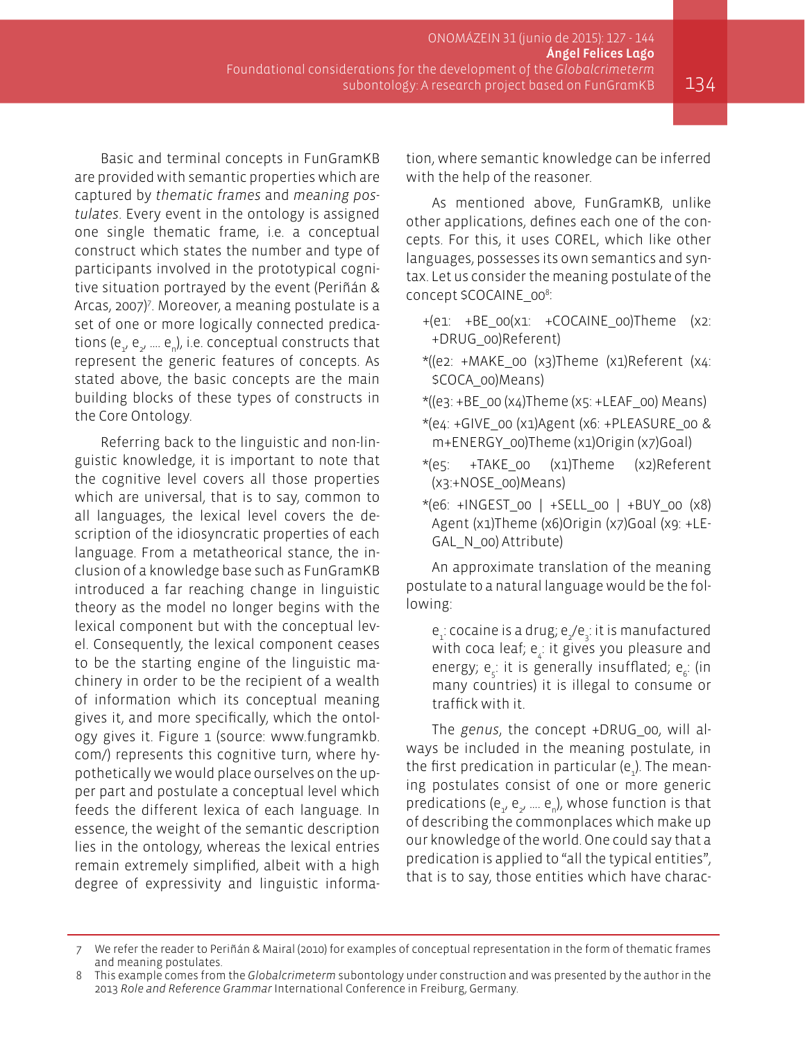Basic and terminal concepts in FunGramKB are provided with semantic properties which are captured by *thematic frames* and *meaning postulates*. Every event in the ontology is assigned one single thematic frame, i.e. a conceptual construct which states the number and type of participants involved in the prototypical cognitive situation portrayed by the event (Periñán & Arcas, 2007)[7]. Moreover, a meaning postulate is a set of one or more logically connected predications ($e_1$, $e_2$, .... $e_n$), i.e. conceptual constructs that represent the generic features of concepts. As stated above, the basic concepts are the main building blocks of these types of constructs in the Core Ontology.

Referring back to the linguistic and non-linguistic knowledge, it is important to note that the cognitive level covers all those properties which are universal, that is to say, common to all languages, the lexical level covers the description of the idiosyncratic properties of each language. From a metatheorical stance, the inclusion of a knowledge base such as FunGramKB introduced a far reaching change in linguistic theory as the model no longer begins with the lexical component but with the conceptual level. Consequently, the lexical component ceases to be the starting engine of the linguistic machinery in order to be the recipient of a wealth of information which its conceptual meaning gives it, and more specifically, which the ontology gives it. Figure 1 (source: www.fungramkb.com/) represents this cognitive turn, where hypothetically we would place ourselves on the upper part and postulate a conceptual level which feeds the different lexica of each language. In essence, the weight of the semantic description lies in the ontology, whereas the lexical entries remain extremely simplified, albeit with a high degree of expressivity and linguistic information, where semantic knowledge can be inferred with the help of the reasoner.

As mentioned above, FunGramKB, unlike other applications, defines each one of the concepts. For this, it uses COREL, which like other languages, possesses its own semantics and syntax. Let us consider the meaning postulate of the concept $COCAINE_00[8]:

+(e1: +BE_00(x1: +COCAINE_00)Theme (x2: +DRUG_00)Referent)

*((e2: +MAKE_00 (x3)Theme (x1)Referent (x4: $COCA_00)Means)

*((e3: +BE_00 (x4)Theme (x5: +LEAF_00) Means)

*(e4: +GIVE_00 (x1)Agent (x6: +PLEASURE_00 & m+ENERGY_00)Theme (x1)Origin (x7)Goal)

*(e5: +TAKE_00 (x1)Theme (x2)Referent (x3:+NOSE_00)Means)

*(e6: +INGEST_00 | +SELL_00 | +BUY_00 (x8) Agent (x1)Theme (x6)Origin (x7)Goal (x9: +LEGAL_N_00) Attribute)

An approximate translation of the meaning postulate to a natural language would be the following:

$e_1$: cocaine is a drug; $e_2$/$e_3$: it is manufactured with coca leaf; $e_4$: it gives you pleasure and energy; $e_5$: it is generally insufflated; $e_6$: (in many countries) it is illegal to consume or traffick with it.

The *genus*, the concept +DRUG_00, will always be included in the meaning postulate, in the first predication in particular ($e_1$). The meaning postulates consist of one or more generic predications ($e_1$, $e_2$, .... $e_n$), whose function is that of describing the commonplaces which make up our knowledge of the world. One could say that a predication is applied to "all the typical entities", that is to say, those entities which have charac-

---

7 We refer the reader to Periñán & Mairal (2010) for examples of conceptual representation in the form of thematic frames and meaning postulates.

8 This example comes from the *Globalcrimeterm* subontology under construction and was presented by the author in the 2013 *Role and Reference Grammar* International Conference in Freiburg, Germany.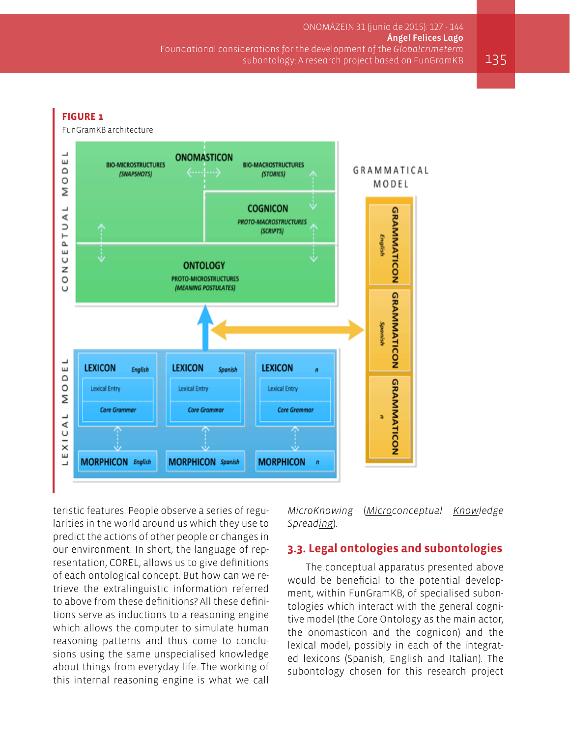**FIGURE 1**

FunGramKB architecture

teristic features. People observe a series of regularities in the world around us which they use to predict the actions of other people or changes in our environment. In short, the language of representation, COREL, allows us to give definitions of each ontological concept. But how can we retrieve the extralinguistic information referred to above from these definitions? All these definitions serve as inductions to a reasoning engine which allows the computer to simulate human reasoning patterns and thus come to conclusions using the same unspecialised knowledge about things from everyday life. The working of this internal reasoning engine is what we call *MicroKnowing* (*Microconceptual Knowledge Spreading*).

### 3.3. Legal ontologies and subontologies

The conceptual apparatus presented above would be beneficial to the potential development, within FunGramKB, of specialised subontologies which interact with the general cognitive model (the Core Ontology as the main actor, the onomasticon and the cognicon) and the lexical model, possibly in each of the integrated lexicons (Spanish, English and Italian). The subontology chosen for this research project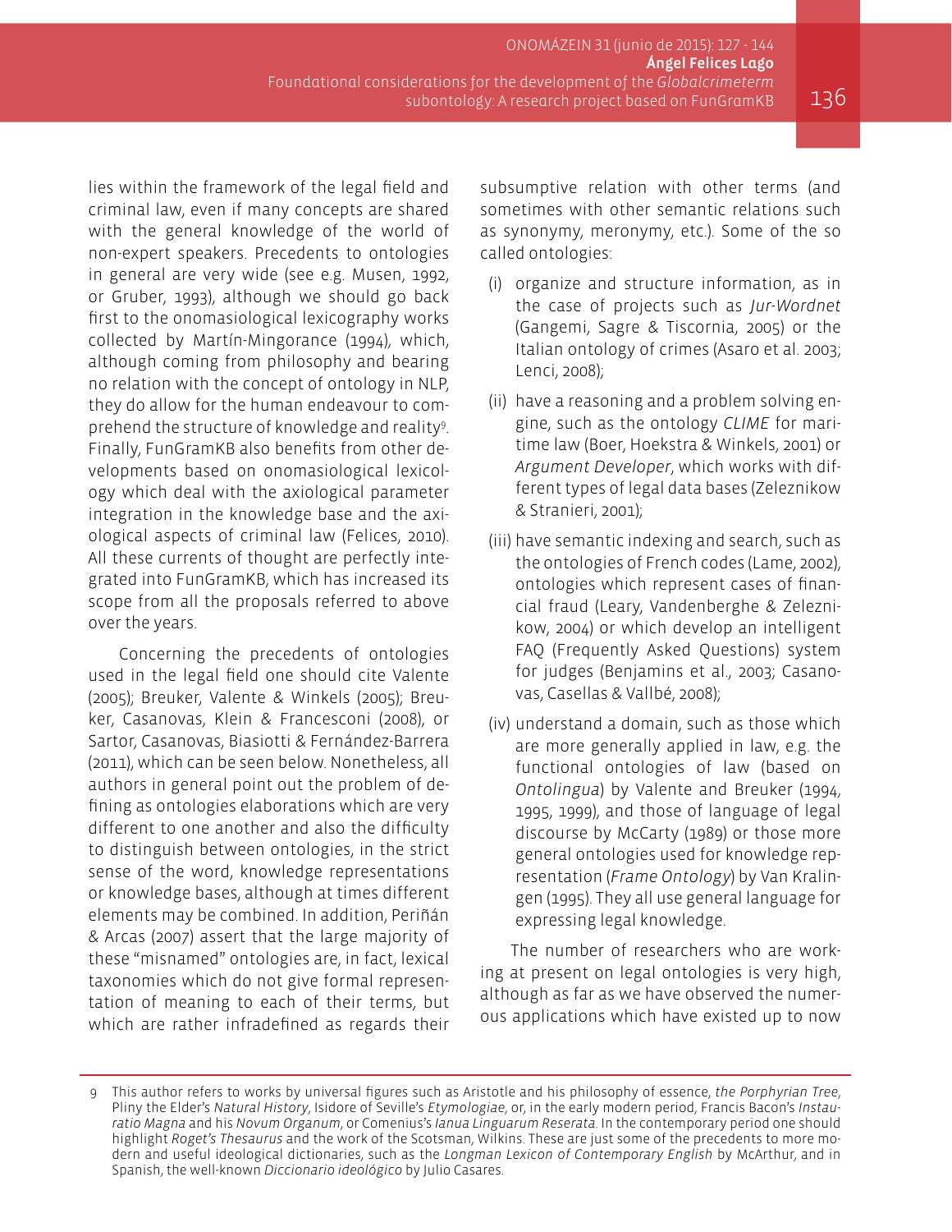lies within the framework of the legal field and criminal law, even if many concepts are shared with the general knowledge of the world of non-expert speakers. Precedents to ontologies in general are very wide (see e.g. Musen, 1992, or Gruber, 1993), although we should go back first to the onomasiological lexicography works collected by Martín-Mingorance (1994), which, although coming from philosophy and bearing no relation with the concept of ontology in NLP, they do allow for the human endeavour to comprehend the structure of knowledge and reality[9]. Finally, FunGramKB also benefits from other developments based on onomasiological lexicology which deal with the axiological parameter integration in the knowledge base and the axiological aspects of criminal law (Felices, 2010). All these currents of thought are perfectly integrated into FunGramKB, which has increased its scope from all the proposals referred to above over the years.

Concerning the precedents of ontologies used in the legal field one should cite Valente (2005); Breuker, Valente & Winkels (2005); Breuker, Casanovas, Klein & Francesconi (2008), or Sartor, Casanovas, Biasiotti & Fernández-Barrera (2011), which can be seen below. Nonetheless, all authors in general point out the problem of defining as ontologies elaborations which are very different to one another and also the difficulty to distinguish between ontologies, in the strict sense of the word, knowledge representations or knowledge bases, although at times different elements may be combined. In addition, Periñán & Arcas (2007) assert that the large majority of these "misnamed" ontologies are, in fact, lexical taxonomies which do not give formal representation of meaning to each of their terms, but which are rather infradefined as regards their subsumptive relation with other terms (and sometimes with other semantic relations such as synonymy, meronymy, etc.). Some of the so called ontologies:

(i) organize and structure information, as in the case of projects such as *Jur-Wordnet* (Gangemi, Sagre & Tiscornia, 2005) or the Italian ontology of crimes (Asaro et al. 2003; Lenci, 2008);

(ii) have a reasoning and a problem solving engine, such as the ontology *CLIME* for maritime law (Boer, Hoekstra & Winkels, 2001) or *Argument Developer*, which works with different types of legal data bases (Zeleznikow & Stranieri, 2001);

(iii) have semantic indexing and search, such as the ontologies of French codes (Lame, 2002), ontologies which represent cases of financial fraud (Leary, Vandenberghe & Zeleznikow, 2004) or which develop an intelligent FAQ (Frequently Asked Questions) system for judges (Benjamins et al., 2003; Casanovas, Casellas & Vallbé, 2008);

(iv) understand a domain, such as those which are more generally applied in law, e.g. the functional ontologies of law (based on *Ontolingua*) by Valente and Breuker (1994, 1995, 1999), and those of language of legal discourse by McCarty (1989) or those more general ontologies used for knowledge representation (*Frame Ontology*) by Van Kralingen (1995). They all use general language for expressing legal knowledge.

The number of researchers who are working at present on legal ontologies is very high, although as far as we have observed the numerous applications which have existed up to now

---

9 This author refers to works by universal figures such as Aristotle and his philosophy of essence, *the Porphyrian Tree*, Pliny the Elder's *Natural History*, Isidore of Seville's *Etymologiae*, or, in the early modern period, Francis Bacon's *Instauratio Magna* and his *Novum Organum*, or Comenius's *Ianua Linguarum Reserata*. In the contemporary period one should highlight *Roget's Thesaurus* and the work of the Scotsman, Wilkins. These are just some of the precedents to more modern and useful ideological dictionaries, such as the *Longman Lexicon of Contemporary English* by McArthur, and in Spanish, the well-known *Diccionario ideológico* by Julio Casares.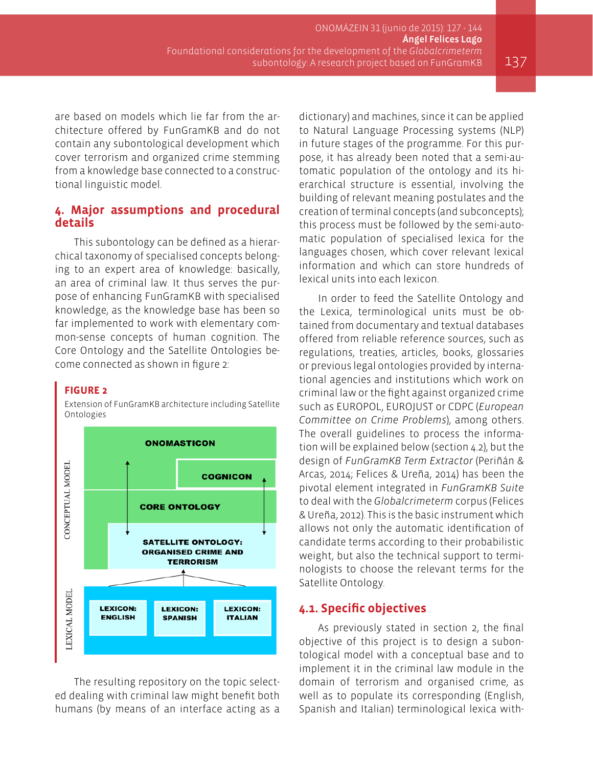are based on models which lie far from the architecture offered by FunGramKB and do not contain any subontological development which cover terrorism and organized crime stemming from a knowledge base connected to a constructional linguistic model.

## 4. Major assumptions and procedural details

This subontology can be defined as a hierarchical taxonomy of specialised concepts belonging to an expert area of knowledge: basically, an area of criminal law. It thus serves the purpose of enhancing FunGramKB with specialised knowledge, as the knowledge base has been so far implemented to work with elementary common-sense concepts of human cognition. The Core Ontology and the Satellite Ontologies become connected as shown in figure 2:

**FIGURE 2**

Extension of FunGramKB architecture including Satellite Ontologies

CONCEPTUAL MODEL: ONOMASTICON; COGNICON; CORE ONTOLOGY; SATELLITE ONTOLOGY: ORGANISED CRIME AND TERRORISM

LEXICAL MODEL: LEXICON: ENGLISH; LEXICON: SPANISH; LEXICON: ITALIAN

The resulting repository on the topic selected dealing with criminal law might benefit both humans (by means of an interface acting as a dictionary) and machines, since it can be applied to Natural Language Processing systems (NLP) in future stages of the programme. For this purpose, it has already been noted that a semi-automatic population of the ontology and its hierarchical structure is essential, involving the building of relevant meaning postulates and the creation of terminal concepts (and subconcepts); this process must be followed by the semi-automatic population of specialised lexica for the languages chosen, which cover relevant lexical information and which can store hundreds of lexical units into each lexicon.

In order to feed the Satellite Ontology and the Lexica, terminological units must be obtained from documentary and textual databases offered from reliable reference sources, such as regulations, treaties, articles, books, glossaries or previous legal ontologies provided by international agencies and institutions which work on criminal law or the fight against organized crime such as EUROPOL, EUROJUST or CDPC (*European Committee on Crime Problems*), among others. The overall guidelines to process the information will be explained below (section 4.2), but the design of *FunGramKB Term Extractor* (Periñán & Arcas, 2014; Felices & Ureña, 2014) has been the pivotal element integrated in *FunGramKB Suite* to deal with the *Globalcrimeterm* corpus (Felices & Ureña, 2012). This is the basic instrument which allows not only the automatic identification of candidate terms according to their probabilistic weight, but also the technical support to terminologists to choose the relevant terms for the Satellite Ontology.

### 4.1. Specific objectives

As previously stated in section 2, the final objective of this project is to design a subontological model with a conceptual base and to implement it in the criminal law module in the domain of terrorism and organised crime, as well as to populate its corresponding (English, Spanish and Italian) terminological lexica with-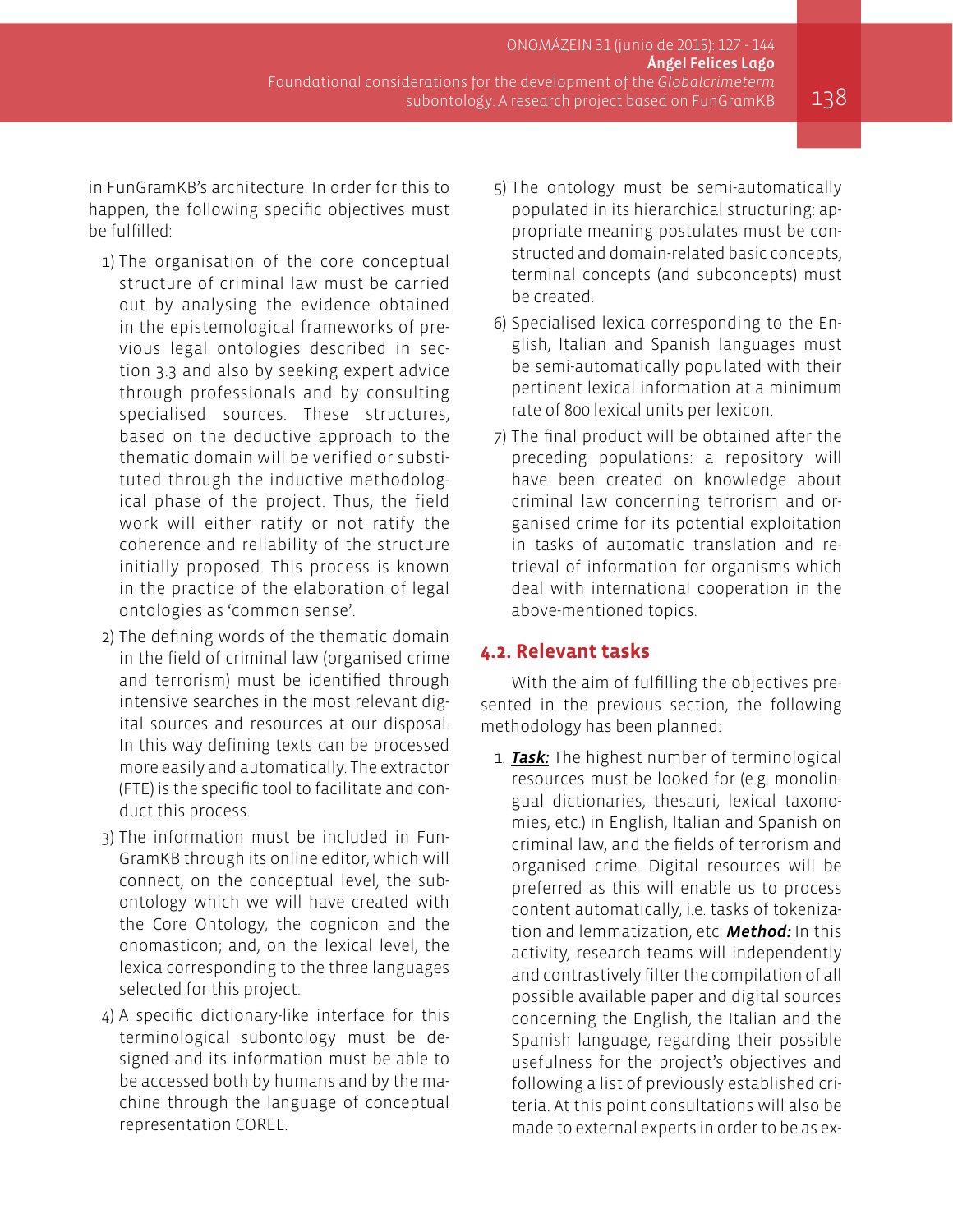in FunGramKB's architecture. In order for this to happen, the following specific objectives must be fulfilled:

1) The organisation of the core conceptual structure of criminal law must be carried out by analysing the evidence obtained in the epistemological frameworks of previous legal ontologies described in section 3.3 and also by seeking expert advice through professionals and by consulting specialised sources. These structures, based on the deductive approach to the thematic domain will be verified or substituted through the inductive methodological phase of the project. Thus, the field work will either ratify or not ratify the coherence and reliability of the structure initially proposed. This process is known in the practice of the elaboration of legal ontologies as 'common sense'.
2) The defining words of the thematic domain in the field of criminal law (organised crime and terrorism) must be identified through intensive searches in the most relevant digital sources and resources at our disposal. In this way defining texts can be processed more easily and automatically. The extractor (FTE) is the specific tool to facilitate and conduct this process.
3) The information must be included in FunGramKB through its online editor, which will connect, on the conceptual level, the subontology which we will have created with the Core Ontology, the cognicon and the onomasticon; and, on the lexical level, the lexica corresponding to the three languages selected for this project.
4) A specific dictionary-like interface for this terminological subontology must be designed and its information must be able to be accessed both by humans and by the machine through the language of conceptual representation COREL.
5) The ontology must be semi-automatically populated in its hierarchical structuring: appropriate meaning postulates must be constructed and domain-related basic concepts, terminal concepts (and subconcepts) must be created.
6) Specialised lexica corresponding to the English, Italian and Spanish languages must be semi-automatically populated with their pertinent lexical information at a minimum rate of 800 lexical units per lexicon.
7) The final product will be obtained after the preceding populations: a repository will have been created on knowledge about criminal law concerning terrorism and organised crime for its potential exploitation in tasks of automatic translation and retrieval of information for organisms which deal with international cooperation in the above-mentioned topics.

## 4.2. Relevant tasks

With the aim of fulfilling the objectives presented in the previous section, the following methodology has been planned:

1. ***Task:*** The highest number of terminological resources must be looked for (e.g. monolingual dictionaries, thesauri, lexical taxonomies, etc.) in English, Italian and Spanish on criminal law, and the fields of terrorism and organised crime. Digital resources will be preferred as this will enable us to process content automatically, i.e. tasks of tokenization and lemmatization, etc. ***Method:*** In this activity, research teams will independently and contrastively filter the compilation of all possible available paper and digital sources concerning the English, the Italian and the Spanish language, regarding their possible usefulness for the project's objectives and following a list of previously established criteria. At this point consultations will also be made to external experts in order to be as ex-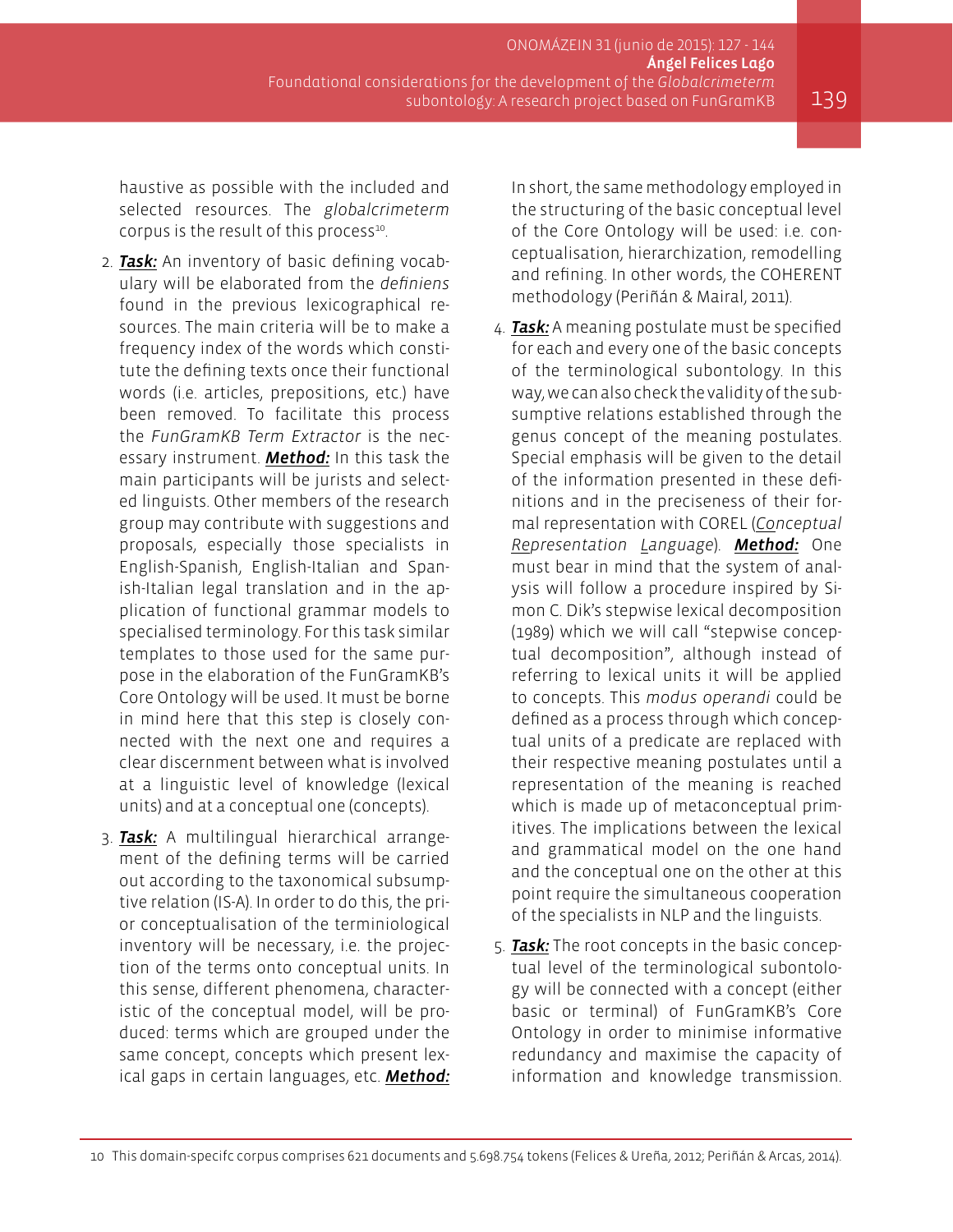haustive as possible with the included and selected resources. The *globalcrimeterm* corpus is the result of this process[10].

2. ***Task:*** An inventory of basic defining vocabulary will be elaborated from the *definiens* found in the previous lexicographical resources. The main criteria will be to make a frequency index of the words which constitute the defining texts once their functional words (i.e. articles, prepositions, etc.) have been removed. To facilitate this process the *FunGramKB Term Extractor* is the necessary instrument. ***Method:*** In this task the main participants will be jurists and selected linguists. Other members of the research group may contribute with suggestions and proposals, especially those specialists in English-Spanish, English-Italian and Spanish-Italian legal translation and in the application of functional grammar models to specialised terminology. For this task similar templates to those used for the same purpose in the elaboration of the FunGramKB's Core Ontology will be used. It must be borne in mind here that this step is closely connected with the next one and requires a clear discernment between what is involved at a linguistic level of knowledge (lexical units) and at a conceptual one (concepts).

3. ***Task:*** A multilingual hierarchical arrangement of the defining terms will be carried out according to the taxonomical subsumptive relation (IS-A). In order to do this, the prior conceptualisation of the terminiological inventory will be necessary, i.e. the projection of the terms onto conceptual units. In this sense, different phenomena, characteristic of the conceptual model, will be produced: terms which are grouped under the same concept, concepts which present lexical gaps in certain languages, etc. ***Method:*** In short, the same methodology employed in the structuring of the basic conceptual level of the Core Ontology will be used: i.e. conceptualisation, hierarchization, remodelling and refining. In other words, the COHERENT methodology (Periñán & Mairal, 2011).

4. ***Task:*** A meaning postulate must be specified for each and every one of the basic concepts of the terminological subontology. In this way, we can also check the validity of the subsumptive relations established through the genus concept of the meaning postulates. Special emphasis will be given to the detail of the information presented in these definitions and in the preciseness of their formal representation with COREL (*Conceptual Representation Language*). ***Method:*** One must bear in mind that the system of analysis will follow a procedure inspired by Simon C. Dik's stepwise lexical decomposition (1989) which we will call "stepwise conceptual decomposition", although instead of referring to lexical units it will be applied to concepts. This *modus operandi* could be defined as a process through which conceptual units of a predicate are replaced with their respective meaning postulates until a representation of the meaning is reached which is made up of metaconceptual primitives. The implications between the lexical and grammatical model on the one hand and the conceptual one on the other at this point require the simultaneous cooperation of the specialists in NLP and the linguists.

5. ***Task:*** The root concepts in the basic conceptual level of the terminological subontology will be connected with a concept (either basic or terminal) of FunGramKB's Core Ontology in order to minimise informative redundancy and maximise the capacity of information and knowledge transmission.

---

10 This domain-specifc corpus comprises 621 documents and 5.698.754 tokens (Felices & Ureña, 2012; Periñán & Arcas, 2014).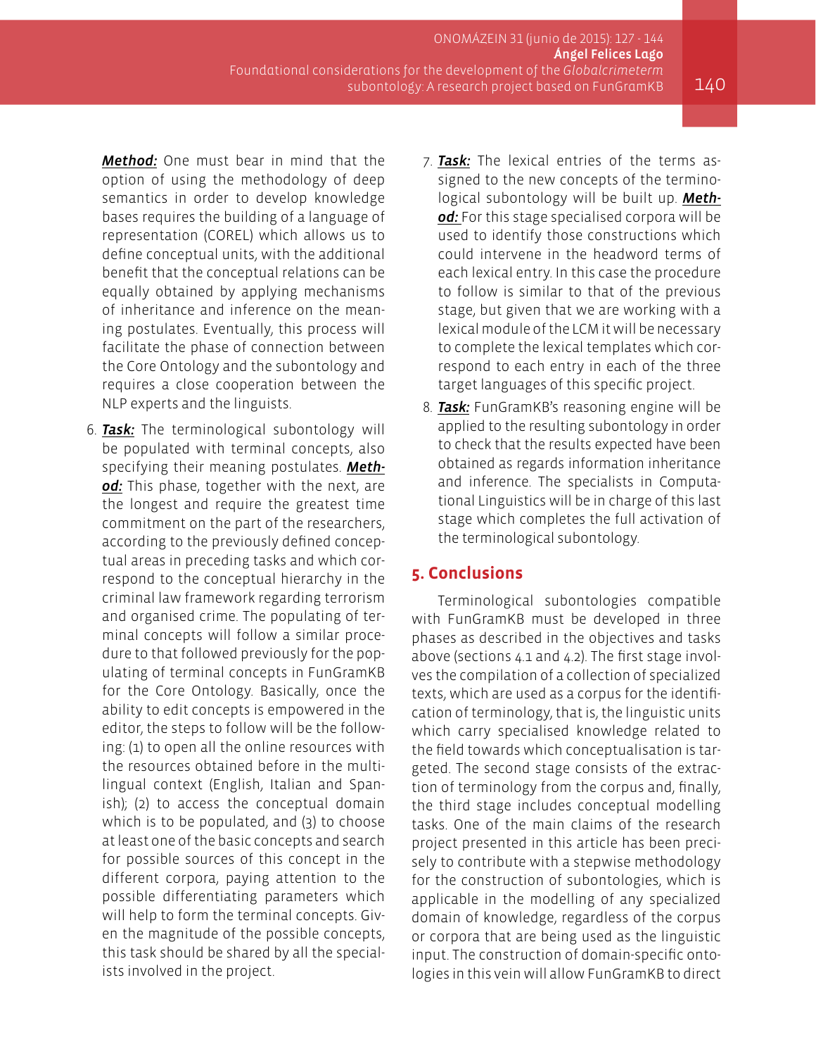***Method:*** One must bear in mind that the option of using the methodology of deep semantics in order to develop knowledge bases requires the building of a language of representation (COREL) which allows us to define conceptual units, with the additional benefit that the conceptual relations can be equally obtained by applying mechanisms of inheritance and inference on the meaning postulates. Eventually, this process will facilitate the phase of connection between the Core Ontology and the subontology and requires a close cooperation between the NLP experts and the linguists.

6. ***Task:*** The terminological subontology will be populated with terminal concepts, also specifying their meaning postulates. ***Method:*** This phase, together with the next, are the longest and require the greatest time commitment on the part of the researchers, according to the previously defined conceptual areas in preceding tasks and which correspond to the conceptual hierarchy in the criminal law framework regarding terrorism and organised crime. The populating of terminal concepts will follow a similar procedure to that followed previously for the populating of terminal concepts in FunGramKB for the Core Ontology. Basically, once the ability to edit concepts is empowered in the editor, the steps to follow will be the following: (1) to open all the online resources with the resources obtained before in the multilingual context (English, Italian and Spanish); (2) to access the conceptual domain which is to be populated, and (3) to choose at least one of the basic concepts and search for possible sources of this concept in the different corpora, paying attention to the possible differentiating parameters which will help to form the terminal concepts. Given the magnitude of the possible concepts, this task should be shared by all the specialists involved in the project.

7. ***Task:*** The lexical entries of the terms assigned to the new concepts of the terminological subontology will be built up. ***Method:*** For this stage specialised corpora will be used to identify those constructions which could intervene in the headword terms of each lexical entry. In this case the procedure to follow is similar to that of the previous stage, but given that we are working with a lexical module of the LCM it will be necessary to complete the lexical templates which correspond to each entry in each of the three target languages of this specific project.

8. ***Task:*** FunGramKB's reasoning engine will be applied to the resulting subontology in order to check that the results expected have been obtained as regards information inheritance and inference. The specialists in Computational Linguistics will be in charge of this last stage which completes the full activation of the terminological subontology.

## 5. Conclusions

Terminological subontologies compatible with FunGramKB must be developed in three phases as described in the objectives and tasks above (sections 4.1 and 4.2). The first stage involves the compilation of a collection of specialized texts, which are used as a corpus for the identification of terminology, that is, the linguistic units which carry specialised knowledge related to the field towards which conceptualisation is targeted. The second stage consists of the extraction of terminology from the corpus and, finally, the third stage includes conceptual modelling tasks. One of the main claims of the research project presented in this article has been precisely to contribute with a stepwise methodology for the construction of subontologies, which is applicable in the modelling of any specialized domain of knowledge, regardless of the corpus or corpora that are being used as the linguistic input. The construction of domain-specific ontologies in this vein will allow FunGramKB to direct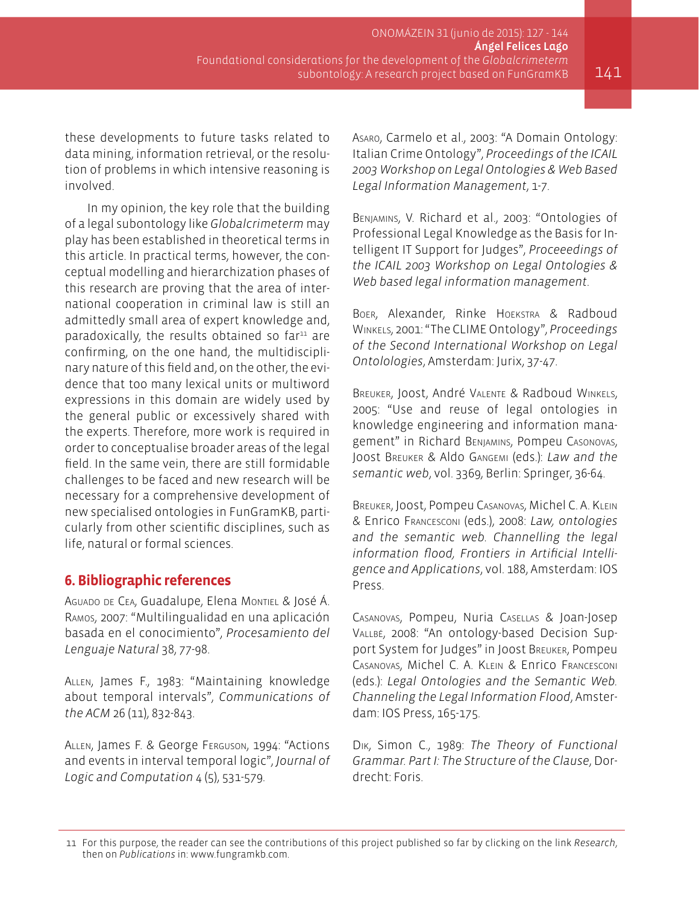these developments to future tasks related to data mining, information retrieval, or the resolution of problems in which intensive reasoning is involved.

In my opinion, the key role that the building of a legal subontology like *Globalcrimeterm* may play has been established in theoretical terms in this article. In practical terms, however, the conceptual modelling and hierarchization phases of this research are proving that the area of international cooperation in criminal law is still an admittedly small area of expert knowledge and, paradoxically, the results obtained so far[11] are confirming, on the one hand, the multidisciplinary nature of this field and, on the other, the evidence that too many lexical units or multiword expressions in this domain are widely used by the general public or excessively shared with the experts. Therefore, more work is required in order to conceptualise broader areas of the legal field. In the same vein, there are still formidable challenges to be faced and new research will be necessary for a comprehensive development of new specialised ontologies in FunGramKB, particularly from other scientific disciplines, such as life, natural or formal sciences.

## 6. Bibliographic references

Aguado de Cea, Guadalupe, Elena Montiel & José Á. Ramos, 2007: "Multilingualidad en una aplicación basada en el conocimiento", *Procesamiento del Lenguaje Natural* 38, 77-98.

Allen, James F., 1983: "Maintaining knowledge about temporal intervals", *Communications of the ACM* 26 (11), 832-843.

Allen, James F. & George Ferguson, 1994: "Actions and events in interval temporal logic", *Journal of Logic and Computation* 4 (5), 531-579.

Asaro, Carmelo et al., 2003: "A Domain Ontology: Italian Crime Ontology", *Proceedings of the ICAIL 2003 Workshop on Legal Ontologies & Web Based Legal Information Management*, 1-7.

Benjamins, V. Richard et al., 2003: "Ontologies of Professional Legal Knowledge as the Basis for Intelligent IT Support for Judges", *Proceeedings of the ICAIL 2003 Workshop on Legal Ontologies & Web based legal information management*.

Boer, Alexander, Rinke Hoekstra & Radboud Winkels, 2001: "The CLIME Ontology", *Proceedings of the Second International Workshop on Legal Ontolologies*, Amsterdam: Jurix, 37-47.

Breuker, Joost, André Valente & Radboud Winkels, 2005: "Use and reuse of legal ontologies in knowledge engineering and information management" in Richard Benjamins, Pompeu Casonovas, Joost Breuker & Aldo Gangemi (eds.): *Law and the semantic web*, vol. 3369, Berlin: Springer, 36-64.

Breuker, Joost, Pompeu Casanovas, Michel C. A. Klein & Enrico Francesconi (eds.), 2008: *Law, ontologies and the semantic web. Channelling the legal information flood, Frontiers in Artificial Intelligence and Applications*, vol. 188, Amsterdam: IOS Press.

Casanovas, Pompeu, Nuria Casellas & Joan-Josep Vallbé, 2008: "An ontology-based Decision Support System for Judges" in Joost Breuker, Pompeu Casanovas, Michel C. A. Klein & Enrico Francesconi (eds.): *Legal Ontologies and the Semantic Web. Channeling the Legal Information Flood*, Amsterdam: IOS Press, 165-175.

Dik, Simon C., 1989: *The Theory of Functional Grammar. Part I: The Structure of the Clause*, Dordrecht: Foris.

11 For this purpose, the reader can see the contributions of this project published so far by clicking on the link *Research*, then on *Publications* in: www.fungramkb.com.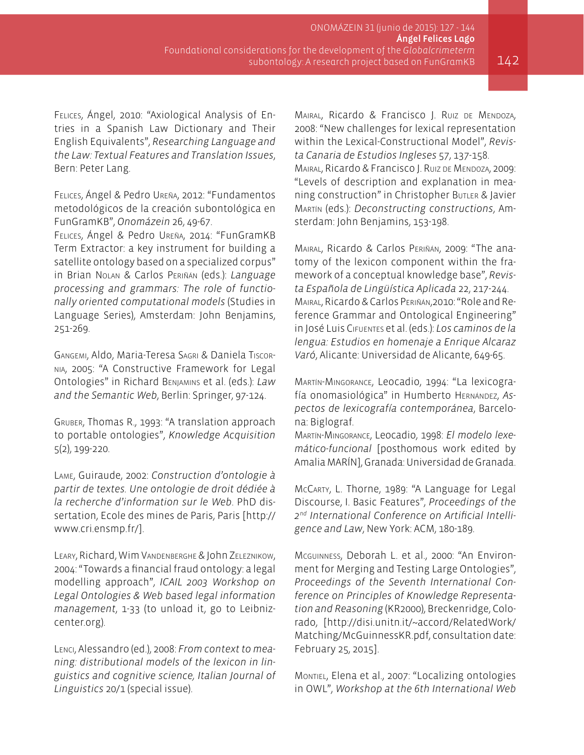Felices, Ángel, 2010: "Axiological Analysis of Entries in a Spanish Law Dictionary and Their English Equivalents", *Researching Language and the Law: Textual Features and Translation Issues*, Bern: Peter Lang.

Felices, Ángel & Pedro Ureña, 2012: "Fundamentos metodológicos de la creación subontológica en FunGramKB", *Onomázein* 26, 49-67.

Felices, Ángel & Pedro Ureña, 2014: "FunGramKB Term Extractor: a key instrument for building a satellite ontology based on a specialized corpus" in Brian Nolan & Carlos Periñán (eds.): *Language processing and grammars: The role of functionally oriented computational models* (Studies in Language Series), Amsterdam: John Benjamins, 251-269.

Gangemi, Aldo, Maria-Teresa Sagri & Daniela Tiscornia, 2005: "A Constructive Framework for Legal Ontologies" in Richard Benjamins et al. (eds.): *Law and the Semantic Web*, Berlin: Springer, 97-124.

Gruber, Thomas R., 1993: "A translation approach to portable ontologies", *Knowledge Acquisition* 5(2), 199-220.

Lame, Guiraude, 2002: *Construction d'ontologie à partir de textes. Une ontologie de droit dédiée à la recherche d'information sur le Web*. PhD dissertation, Ecole des mines de Paris, Paris [http://www.cri.ensmp.fr/].

Leary, Richard, Wim Vandenberghe & John Zeleznikow, 2004: "Towards a financial fraud ontology: a legal modelling approach", *ICAIL 2003 Workshop on Legal Ontologies & Web based legal information management*, 1-33 (to unload it, go to Leibnizcenter.org).

Lenci, Alessandro (ed.), 2008: *From context to meaning: distributional models of the lexicon in linguistics and cognitive science, Italian Journal of Linguistics* 20/1 (special issue).

Mairal, Ricardo & Francisco J. Ruiz de Mendoza, 2008: "New challenges for lexical representation within the Lexical-Constructional Model", *Revista Canaria de Estudios Ingleses* 57, 137-158.

Mairal, Ricardo & Francisco J. Ruiz de Mendoza, 2009: "Levels of description and explanation in meaning construction" in Christopher Butler & Javier Martín (eds.): *Deconstructing constructions*, Amsterdam: John Benjamins, 153-198.

Mairal, Ricardo & Carlos Periñán, 2009: "The anatomy of the lexicon component within the framework of a conceptual knowledge base", *Revista Española de Lingüística Aplicada* 22, 217-244.

Mairal, Ricardo & Carlos Periñán,2010: "Role and Reference Grammar and Ontological Engineering" in José Luis Cifuentes et al. (eds.): *Los caminos de la lengua: Estudios en homenaje a Enrique Alcaraz Varó*, Alicante: Universidad de Alicante, 649-65.

Martín-Mingorance, Leocadio, 1994: "La lexicografía onomasiológica" in Humberto Hernández, *Aspectos de lexicografía contemporánea*, Barcelona: Biglograf.

Martín-Mingorance, Leocadio, 1998: *El modelo lexemático-funcional* [posthomous work edited by Amalia MARÍN], Granada: Universidad de Granada.

McCarty, L. Thorne, 1989: "A Language for Legal Discourse, I. Basic Features", *Proceedings of the 2nd International Conference on Artificial Intelligence and Law*, New York: ACM, 180-189.

Mcguinness, Deborah L. et al., 2000: "An Environment for Merging and Testing Large Ontologies", *Proceedings of the Seventh International Conference on Principles of Knowledge Representation and Reasoning* (KR2000), Breckenridge, Colorado, [http://disi.unitn.it/~accord/RelatedWork/Matching/McGuinnessKR.pdf, consultation date: February 25, 2015].

Montiel, Elena et al., 2007: "Localizing ontologies in OWL", *Workshop at the 6th International Web*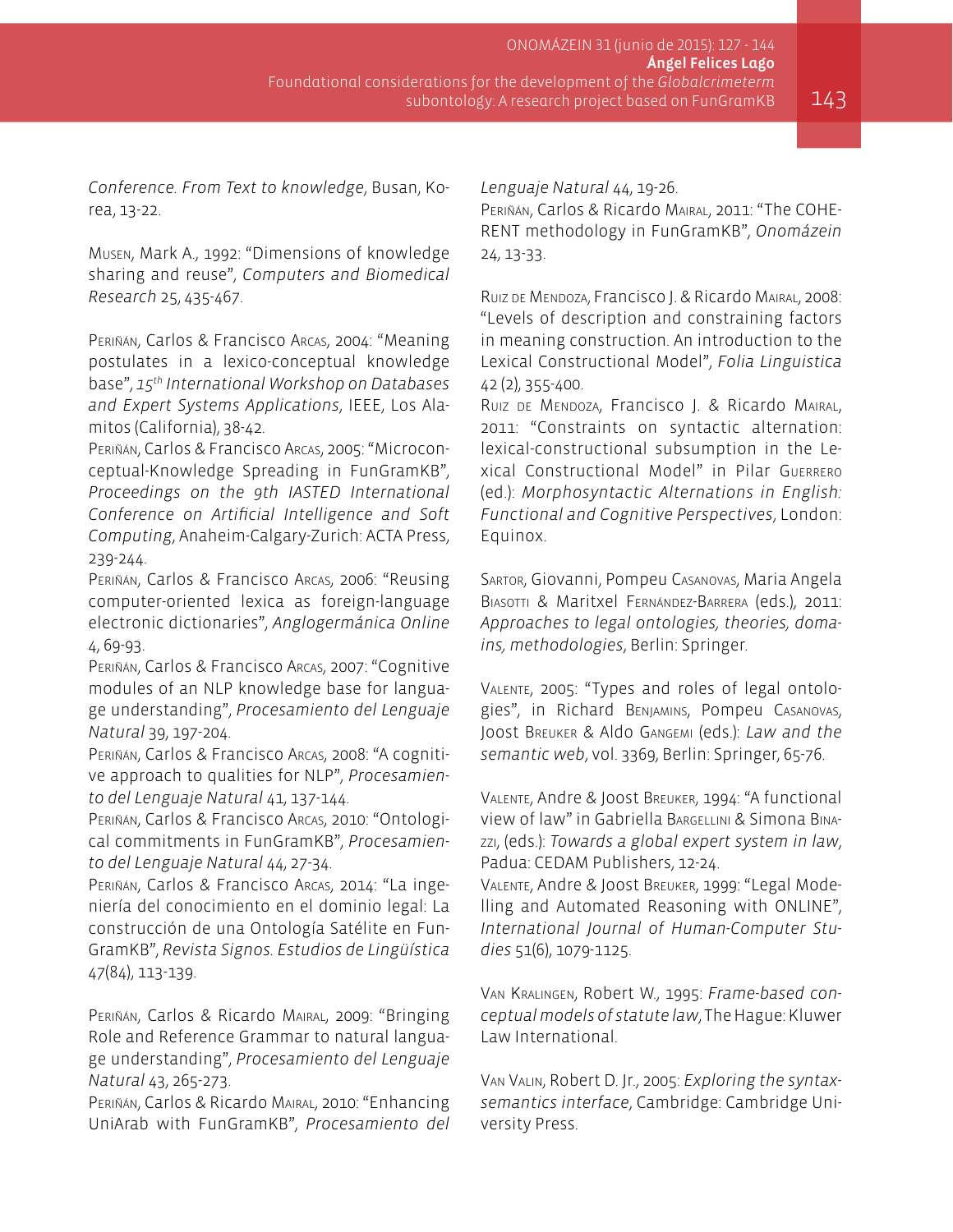*Conference. From Text to knowledge*, Busan, Korea, 13-22.

Musen, Mark A., 1992: "Dimensions of knowledge sharing and reuse", *Computers and Biomedical Research* 25, 435-467.

Periñán, Carlos & Francisco Arcas, 2004: "Meaning postulates in a lexico-conceptual knowledge base", *15th International Workshop on Databases and Expert Systems Applications*, IEEE, Los Alamitos (California), 38-42.

Periñán, Carlos & Francisco Arcas, 2005: "Microconceptual-Knowledge Spreading in FunGramKB", *Proceedings on the 9th IASTED International Conference on Artificial Intelligence and Soft Computing*, Anaheim-Calgary-Zurich: ACTA Press, 239-244.

Periñán, Carlos & Francisco Arcas, 2006: "Reusing computer-oriented lexica as foreign-language electronic dictionaries", *Anglogermánica Online* 4, 69-93.

Periñán, Carlos & Francisco Arcas, 2007: "Cognitive modules of an NLP knowledge base for language understanding", *Procesamiento del Lenguaje Natural* 39, 197-204.

Periñán, Carlos & Francisco Arcas, 2008: "A cognitive approach to qualities for NLP", *Procesamiento del Lenguaje Natural* 41, 137-144.

Periñán, Carlos & Francisco Arcas, 2010: "Ontological commitments in FunGramKB", *Procesamiento del Lenguaje Natural* 44, 27-34.

Periñán, Carlos & Francisco Arcas, 2014: "La ingeniería del conocimiento en el dominio legal: La construcción de una Ontología Satélite en FunGramKB", *Revista Signos. Estudios de Lingüística* 47(84), 113-139.

Periñán, Carlos & Ricardo Mairal, 2009: "Bringing Role and Reference Grammar to natural language understanding", *Procesamiento del Lenguaje Natural* 43, 265-273.

Periñán, Carlos & Ricardo Mairal, 2010: "Enhancing UniArab with FunGramKB", *Procesamiento del Lenguaje Natural* 44, 19-26.

Periñán, Carlos & Ricardo Mairal, 2011: "The COHERENT methodology in FunGramKB", *Onomázein* 24, 13-33.

Ruiz de Mendoza, Francisco J. & Ricardo Mairal, 2008: "Levels of description and constraining factors in meaning construction. An introduction to the Lexical Constructional Model", *Folia Linguistica* 42 (2), 355-400.

Ruiz de Mendoza, Francisco J. & Ricardo Mairal, 2011: "Constraints on syntactic alternation: lexical-constructional subsumption in the Lexical Constructional Model" in Pilar Guerrero (ed.): *Morphosyntactic Alternations in English: Functional and Cognitive Perspectives*, London: Equinox.

Sartor, Giovanni, Pompeu Casanovas, Maria Angela Biasotti & Maritxel Fernández-Barrera (eds.), 2011: *Approaches to legal ontologies, theories, domains, methodologies*, Berlin: Springer.

Valente, 2005: "Types and roles of legal ontologies", in Richard Benjamins, Pompeu Casanovas, Joost Breuker & Aldo Gangemi (eds.): *Law and the semantic web*, vol. 3369, Berlin: Springer, 65-76.

Valente, Andre & Joost Breuker, 1994: "A functional view of law" in Gabriella Bargellini & Simona Binazzi, (eds.): *Towards a global expert system in law*, Padua: CEDAM Publishers, 12-24.

Valente, Andre & Joost Breuker, 1999: "Legal Modelling and Automated Reasoning with ONLINE", *International Journal of Human-Computer Studies* 51(6), 1079-1125.

Van Kralingen, Robert W., 1995: *Frame-based conceptual models of statute law*, The Hague: Kluwer Law International.

Van Valin, Robert D. Jr., 2005: *Exploring the syntax-semantics interface*, Cambridge: Cambridge University Press.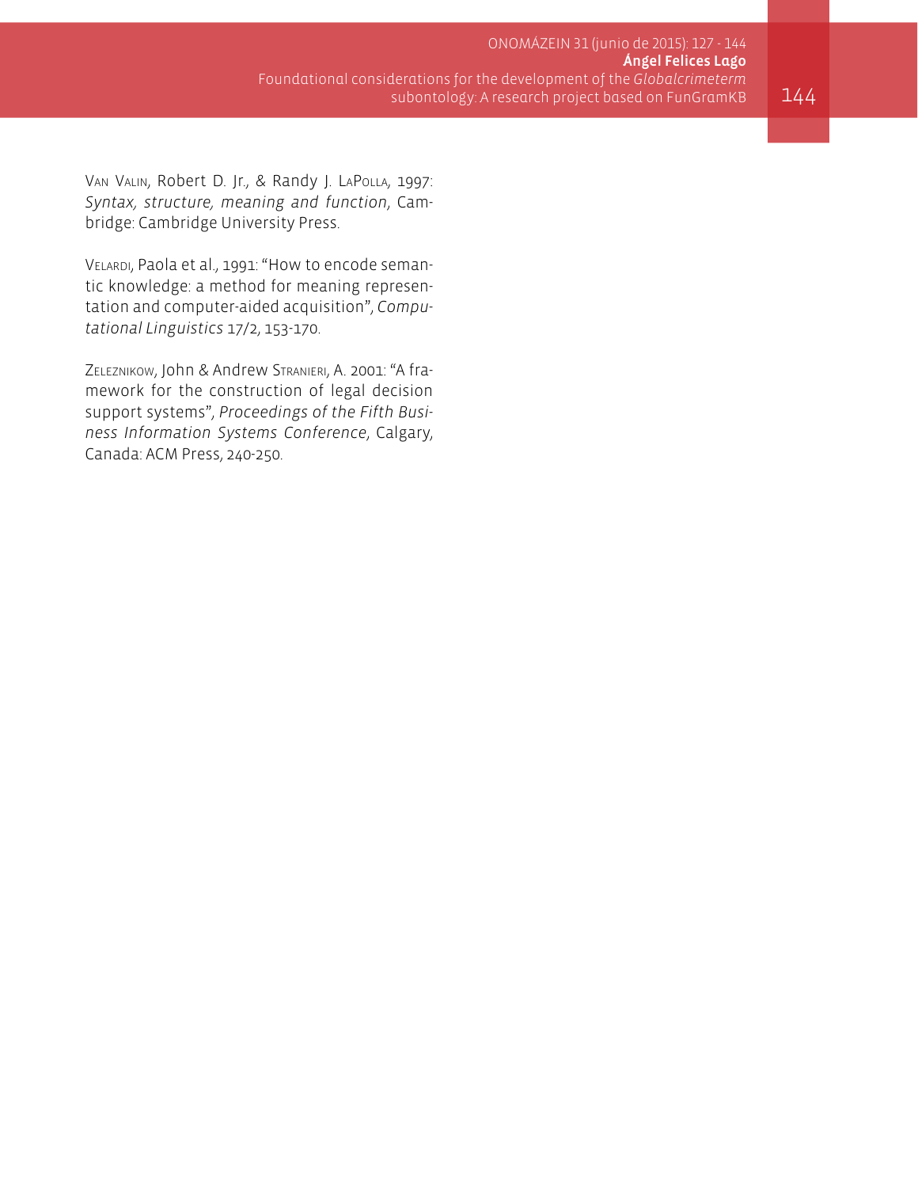Van Valin, Robert D. Jr., & Randy J. LaPolla, 1997: *Syntax, structure, meaning and function*, Cambridge: Cambridge University Press.

Velardi, Paola et al., 1991: "How to encode semantic knowledge: a method for meaning representation and computer-aided acquisition", *Computational Linguistics* 17/2, 153-170.

Zeleznikow, John & Andrew Stranieri, A. 2001: "A framework for the construction of legal decision support systems", *Proceedings of the Fifth Business Information Systems Conference*, Calgary, Canada: ACM Press, 240-250.